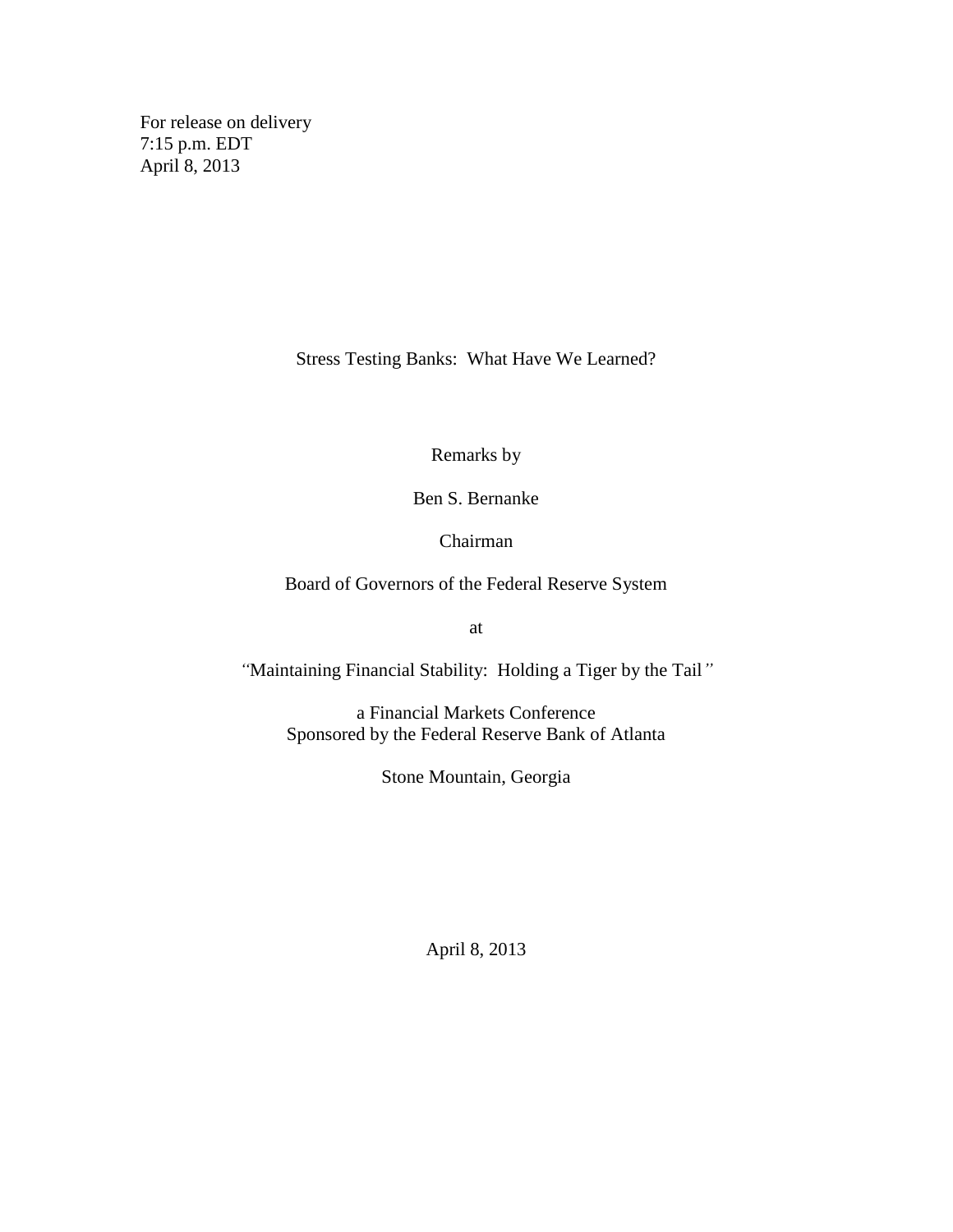For release on delivery
7:15 p.m. EDT
April 8, 2013

# Stress Testing Banks: What Have We Learned?

Remarks by

Ben S. Bernanke

Chairman

Board of Governors of the Federal Reserve System

at

"Maintaining Financial Stability: Holding a Tiger by the Tail"

a Financial Markets Conference
Sponsored by the Federal Reserve Bank of Atlanta

Stone Mountain, Georgia

April 8, 2013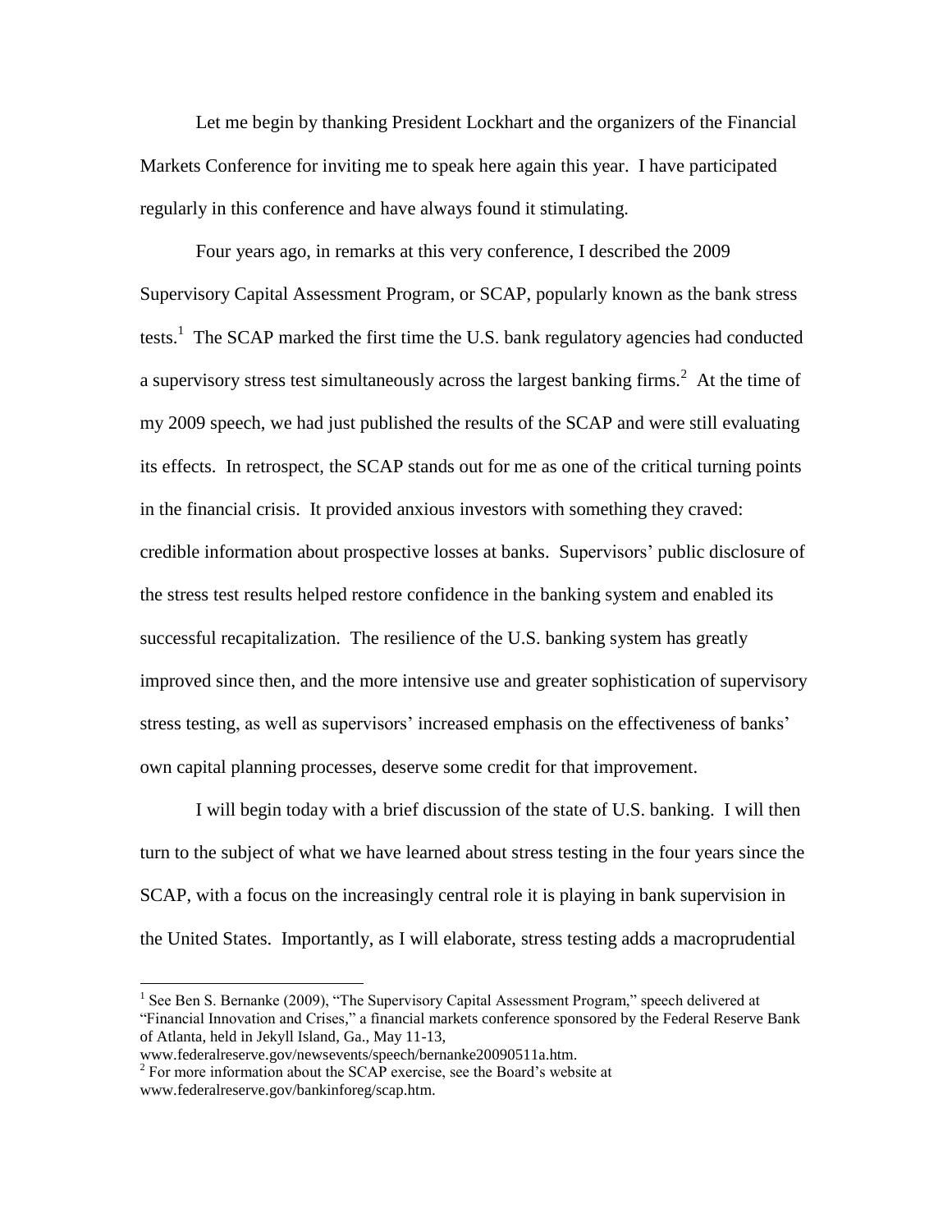Let me begin by thanking President Lockhart and the organizers of the Financial Markets Conference for inviting me to speak here again this year. I have participated regularly in this conference and have always found it stimulating.

Four years ago, in remarks at this very conference, I described the 2009 Supervisory Capital Assessment Program, or SCAP, popularly known as the bank stress tests.[1] The SCAP marked the first time the U.S. bank regulatory agencies had conducted a supervisory stress test simultaneously across the largest banking firms.[2] At the time of my 2009 speech, we had just published the results of the SCAP and were still evaluating its effects. In retrospect, the SCAP stands out for me as one of the critical turning points in the financial crisis. It provided anxious investors with something they craved: credible information about prospective losses at banks. Supervisors' public disclosure of the stress test results helped restore confidence in the banking system and enabled its successful recapitalization. The resilience of the U.S. banking system has greatly improved since then, and the more intensive use and greater sophistication of supervisory stress testing, as well as supervisors' increased emphasis on the effectiveness of banks' own capital planning processes, deserve some credit for that improvement.

I will begin today with a brief discussion of the state of U.S. banking. I will then turn to the subject of what we have learned about stress testing in the four years since the SCAP, with a focus on the increasingly central role it is playing in bank supervision in the United States. Importantly, as I will elaborate, stress testing adds a macroprudential

---

[1] See Ben S. Bernanke (2009), "The Supervisory Capital Assessment Program," speech delivered at "Financial Innovation and Crises," a financial markets conference sponsored by the Federal Reserve Bank of Atlanta, held in Jekyll Island, Ga., May 11-13, www.federalreserve.gov/newsevents/speech/bernanke20090511a.htm.

[2] For more information about the SCAP exercise, see the Board's website at www.federalreserve.gov/bankinforeg/scap.htm.